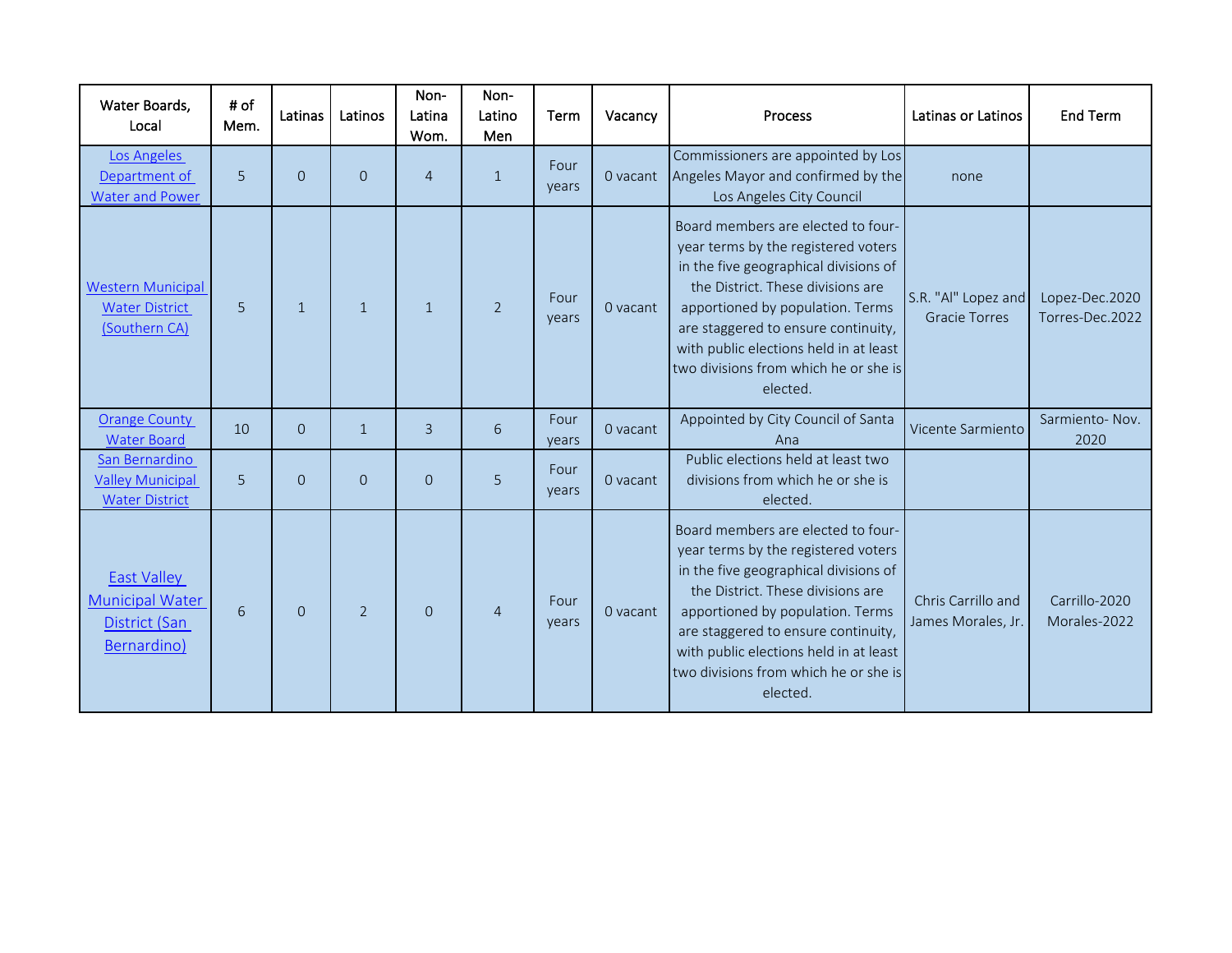| Water Boards, Local | # of Mem. | Latinas | Latinos | Non-Latina Wom. | Non-Latino Men | Term | Vacancy | Process | Latinas or Latinos | End Term |
|---|---|---|---|---|---|---|---|---|---|---|
| Los Angeles Department of Water and Power | 5 | 0 | 0 | 4 | 1 | Four years | 0 vacant | Commissioners are appointed by Los Angeles Mayor and confirmed by the Los Angeles City Council | none | |
| Western Municipal Water District (Southern CA) | 5 | 1 | 1 | 1 | 2 | Four years | 0 vacant | Board members are elected to four-year terms by the registered voters in the five geographical divisions of the District. These divisions are apportioned by population. Terms are staggered to ensure continuity, with public elections held in at least two divisions from which he or she is elected. | S.R. "Al" Lopez and Gracie Torres | Lopez-Dec.2020 Torres-Dec.2022 |
| Orange County Water Board | 10 | 0 | 1 | 3 | 6 | Four years | 0 vacant | Appointed by City Council of Santa Ana | Vicente Sarmiento | Sarmiento- Nov. 2020 |
| San Bernardino Valley Municipal Water District | 5 | 0 | 0 | 0 | 5 | Four years | 0 vacant | Public elections held at least two divisions from which he or she is elected. | | |
| East Valley Municipal Water District (San Bernardino) | 6 | 0 | 2 | 0 | 4 | Four years | 0 vacant | Board members are elected to four-year terms by the registered voters in the five geographical divisions of the District. These divisions are apportioned by population. Terms are staggered to ensure continuity, with public elections held in at least two divisions from which he or she is elected. | Chris Carrillo and James Morales, Jr. | Carrillo-2020 Morales-2022 |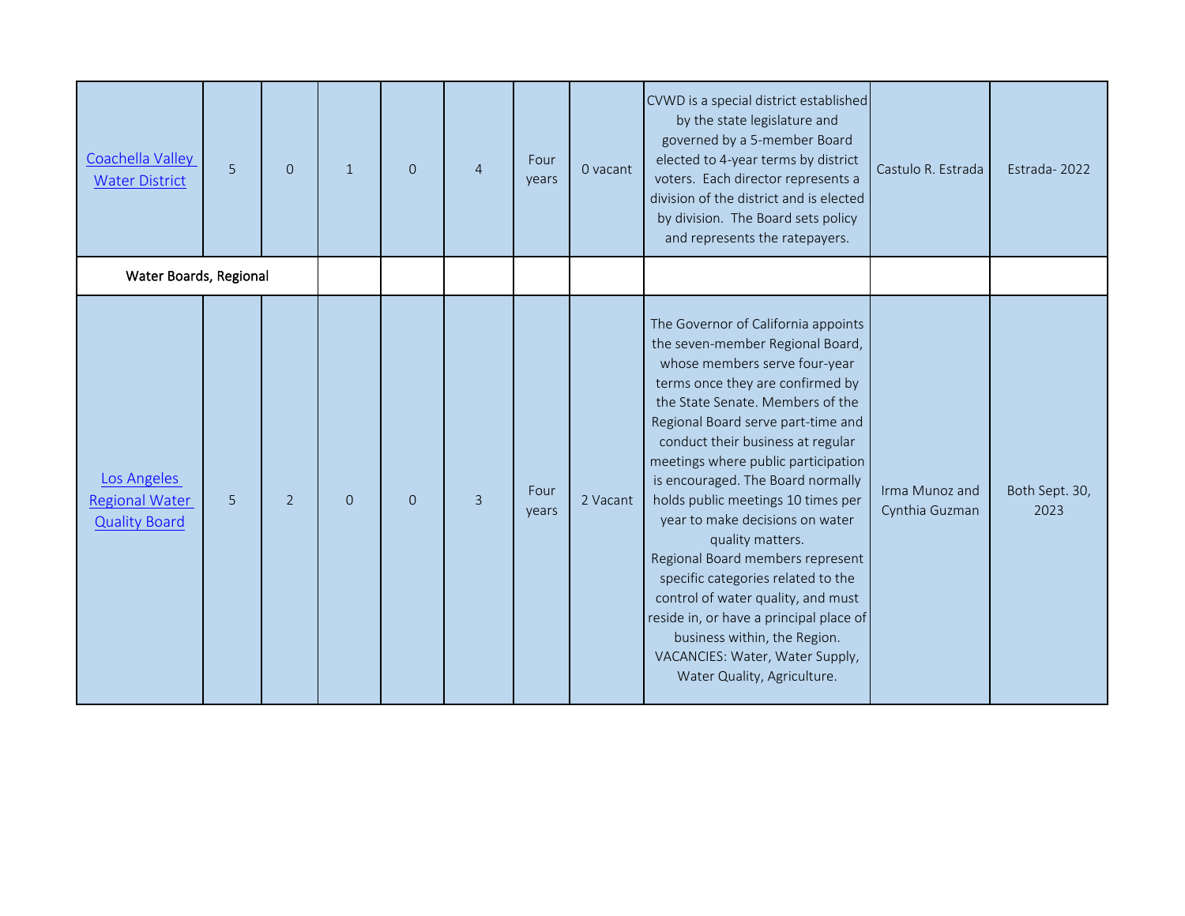| | | | | | | | | | | |
|---|---|---|---|---|---|---|---|---|---|---|
| Coachella Valley Water District | 5 | 0 | 1 | 0 | 4 | Four years | 0 vacant | CVWD is a special district established by the state legislature and governed by a 5-member Board elected to 4-year terms by district voters. Each director represents a division of the district and is elected by division. The Board sets policy and represents the ratepayers. | Castulo R. Estrada | Estrada- 2022 |
| **Water Boards, Regional** | | | | | | | | | | |
| Los Angeles Regional Water Quality Board | 5 | 2 | 0 | 0 | 3 | Four years | 2 Vacant | The Governor of California appoints the seven-member Regional Board, whose members serve four-year terms once they are confirmed by the State Senate. Members of the Regional Board serve part-time and conduct their business at regular meetings where public participation is encouraged. The Board normally holds public meetings 10 times per year to make decisions on water quality matters. Regional Board members represent specific categories related to the control of water quality, and must reside in, or have a principal place of business within, the Region. VACANCIES: Water, Water Supply, Water Quality, Agriculture. | Irma Munoz and Cynthia Guzman | Both Sept. 30, 2023 |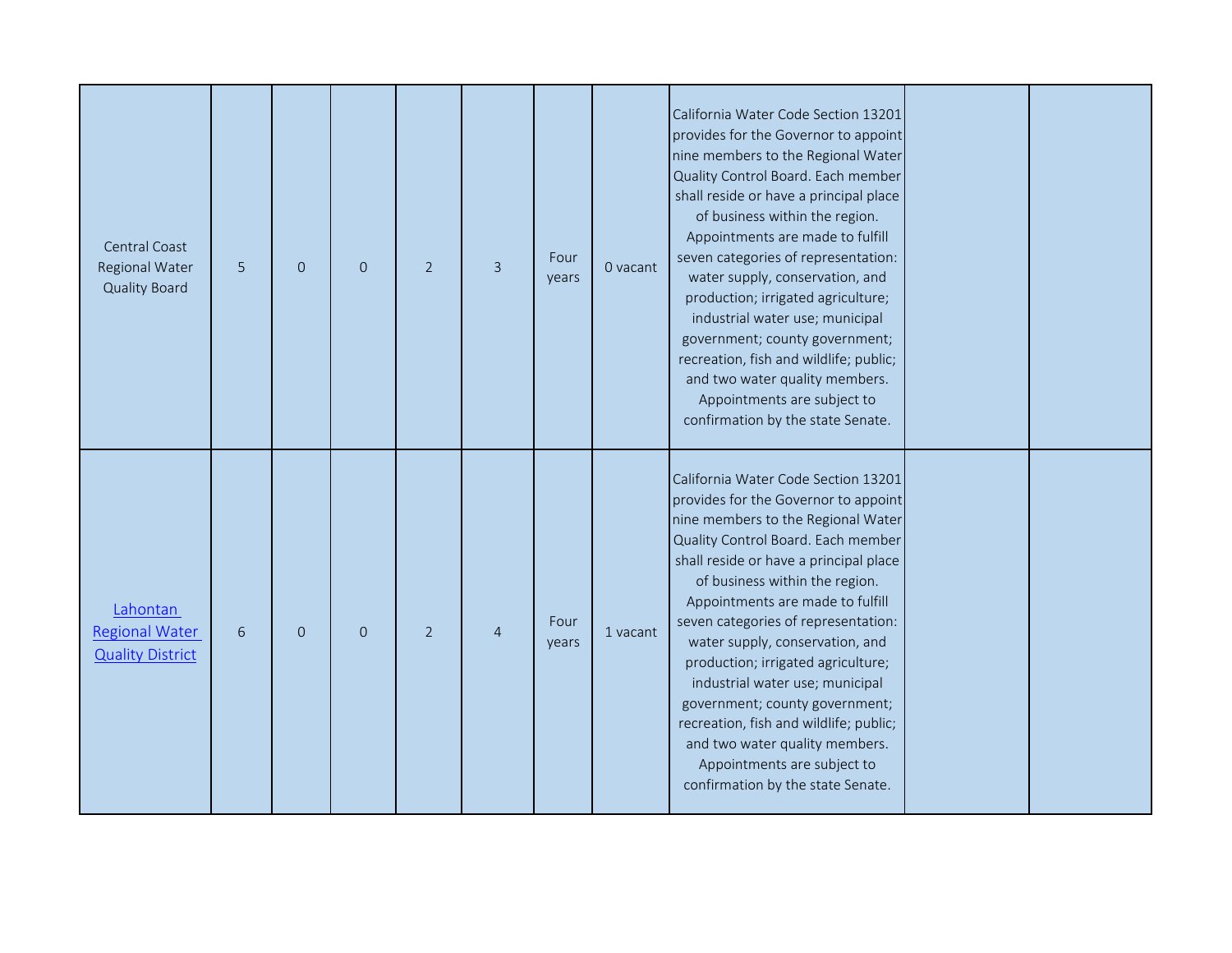| | | | | | | | | | | |
|---|---|---|---|---|---|---|---|---|---|---|
| Central Coast Regional Water Quality Board | 5 | 0 | 0 | 2 | 3 | Four years | 0 vacant | California Water Code Section 13201 provides for the Governor to appoint nine members to the Regional Water Quality Control Board. Each member shall reside or have a principal place of business within the region. Appointments are made to fulfill seven categories of representation: water supply, conservation, and production; irrigated agriculture; industrial water use; municipal government; county government; recreation, fish and wildlife; public; and two water quality members. Appointments are subject to confirmation by the state Senate. | | |
| Lahontan Regional Water Quality District | 6 | 0 | 0 | 2 | 4 | Four years | 1 vacant | California Water Code Section 13201 provides for the Governor to appoint nine members to the Regional Water Quality Control Board. Each member shall reside or have a principal place of business within the region. Appointments are made to fulfill seven categories of representation: water supply, conservation, and production; irrigated agriculture; industrial water use; municipal government; county government; recreation, fish and wildlife; public; and two water quality members. Appointments are subject to confirmation by the state Senate. | | |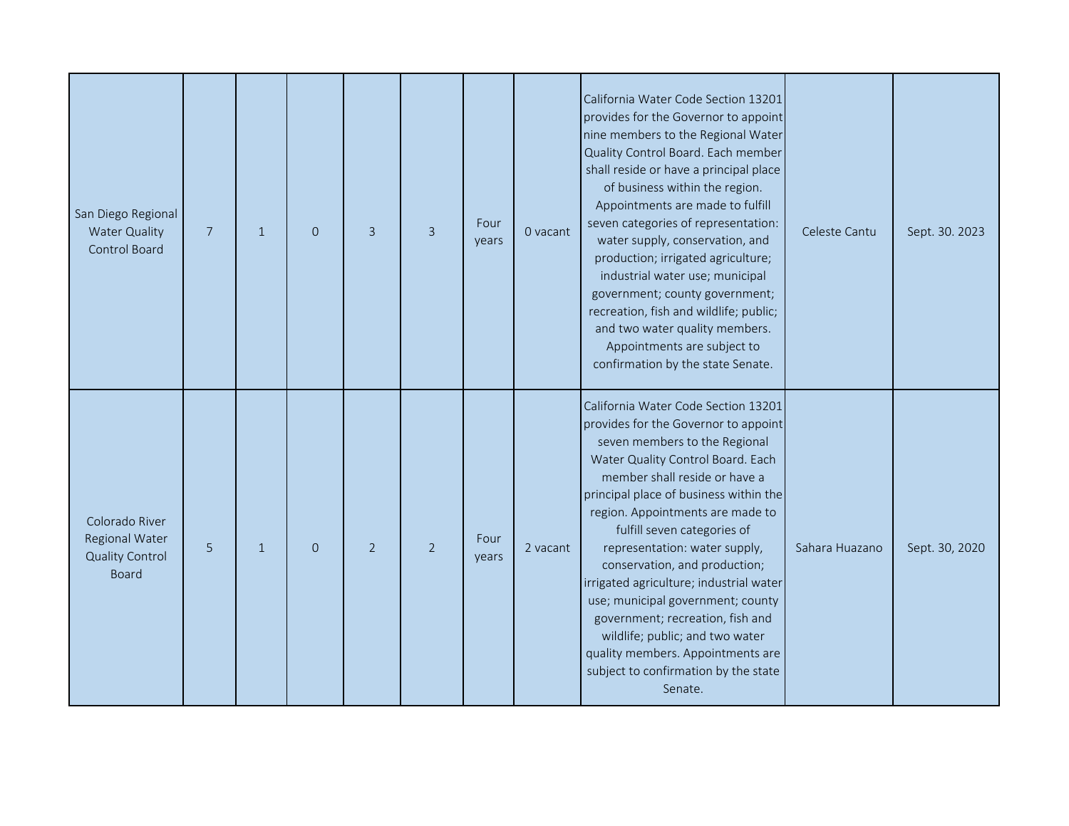| | | | | | | | | | | |
|---|---|---|---|---|---|---|---|---|---|---|
| San Diego Regional Water Quality Control Board | 7 | 1 | 0 | 3 | 3 | Four years | 0 vacant | California Water Code Section 13201 provides for the Governor to appoint nine members to the Regional Water Quality Control Board. Each member shall reside or have a principal place of business within the region. Appointments are made to fulfill seven categories of representation: water supply, conservation, and production; irrigated agriculture; industrial water use; municipal government; county government; recreation, fish and wildlife; public; and two water quality members. Appointments are subject to confirmation by the state Senate. | Celeste Cantu | Sept. 30. 2023 |
| Colorado River Regional Water Quality Control Board | 5 | 1 | 0 | 2 | 2 | Four years | 2 vacant | California Water Code Section 13201 provides for the Governor to appoint seven members to the Regional Water Quality Control Board. Each member shall reside or have a principal place of business within the region. Appointments are made to fulfill seven categories of representation: water supply, conservation, and production; irrigated agriculture; industrial water use; municipal government; county government; recreation, fish and wildlife; public; and two water quality members. Appointments are subject to confirmation by the state Senate. | Sahara Huazano | Sept. 30, 2020 |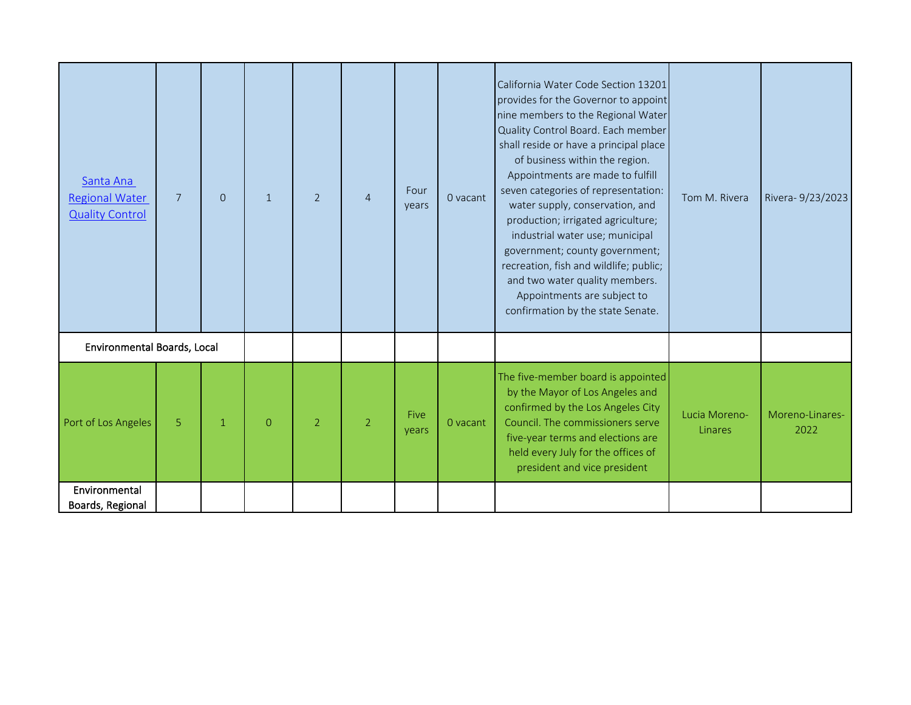| | | | | | | | | | | |
|---|---|---|---|---|---|---|---|---|---|---|
| [Santa Ana Regional Water Quality Control]() | 7 | 0 | 1 | 2 | 4 | Four years | 0 vacant | California Water Code Section 13201 provides for the Governor to appoint nine members to the Regional Water Quality Control Board. Each member shall reside or have a principal place of business within the region. Appointments are made to fulfill seven categories of representation: water supply, conservation, and production; irrigated agriculture; industrial water use; municipal government; county government; recreation, fish and wildlife; public; and two water quality members. Appointments are subject to confirmation by the state Senate. | Tom M. Rivera | Rivera- 9/23/2023 |
| **Environmental Boards, Local** | | | | | | | | | | |
| Port of Los Angeles | 5 | 1 | 0 | 2 | 2 | Five years | 0 vacant | The five-member board is appointed by the Mayor of Los Angeles and confirmed by the Los Angeles City Council. The commissioners serve five-year terms and elections are held every July for the offices of president and vice president | Lucia Moreno-Linares | Moreno-Linares-2022 |
| **Environmental Boards, Regional** | | | | | | | | | | |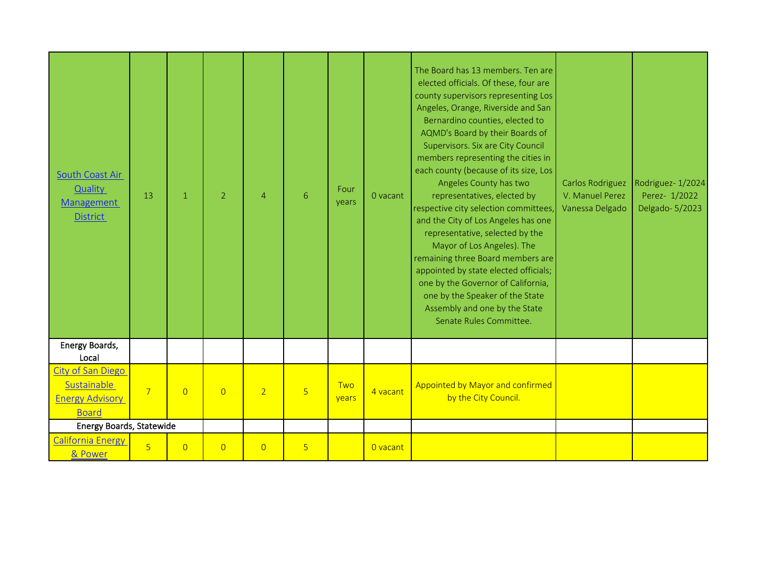| | | | | | | | | | |
|---|---|---|---|---|---|---|---|---|---|
| South Coast Air Quality Management District | 13 | 1 | 2 | 4 | 6 | Four years | 0 vacant | The Board has 13 members. Ten are elected officials. Of these, four are county supervisors representing Los Angeles, Orange, Riverside and San Bernardino counties, elected to AQMD's Board by their Boards of Supervisors. Six are City Council members representing the cities in each county (because of its size, Los Angeles County has two representatives, elected by respective city selection committees, and the City of Los Angeles has one representative, selected by the Mayor of Los Angeles). The remaining three Board members are appointed by state elected officials; one by the Governor of California, one by the Speaker of the State Assembly and one by the State Senate Rules Committee. | Carlos Rodriguez<br>V. Manuel Perez<br>Vanessa Delgado | Rodriguez- 1/2024<br>Perez- 1/2022<br>Delgado- 5/2023 |
| **Energy Boards, Local** | | | | | | | | | |
| City of San Diego Sustainable Energy Advisory Board | 7 | 0 | 0 | 2 | 5 | Two years | 4 vacant | Appointed by Mayor and confirmed by the City Council. | | |
| **Energy Boards, Statewide** | | | | | | | | | |
| California Energy & Power | 5 | 0 | 0 | 0 | 5 | | 0 vacant | | | |